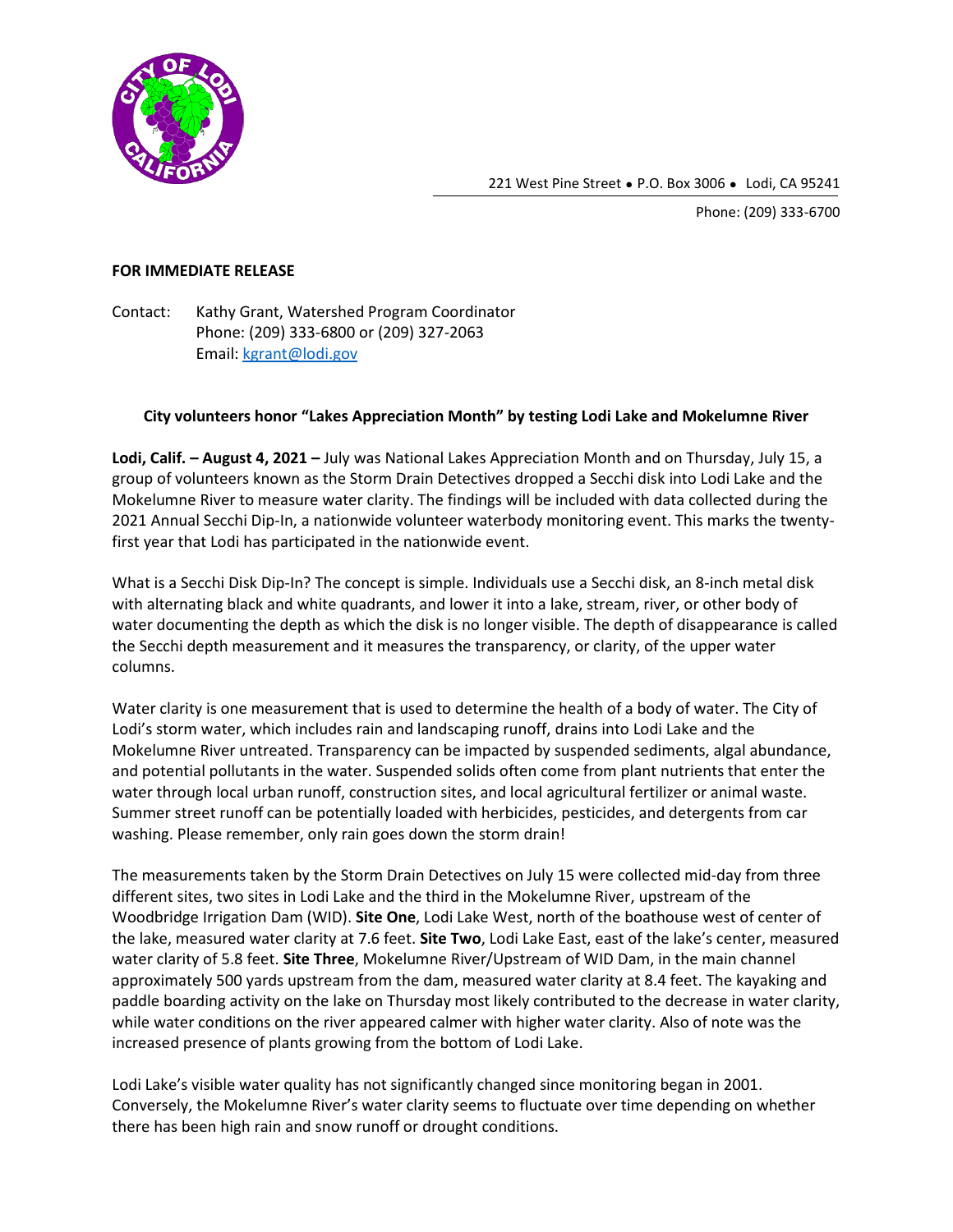221 West Pine Street • P.O. Box 3006 • Lodi, CA 95241

Phone: (209) 333-6700

**FOR IMMEDIATE RELEASE**

Contact: Kathy Grant, Watershed Program Coordinator
Phone: (209) 333-6800 or (209) 327-2063
Email: kgrant@lodi.gov

### City volunteers honor "Lakes Appreciation Month" by testing Lodi Lake and Mokelumne River

**Lodi, Calif. – August 4, 2021 –** July was National Lakes Appreciation Month and on Thursday, July 15, a group of volunteers known as the Storm Drain Detectives dropped a Secchi disk into Lodi Lake and the Mokelumne River to measure water clarity. The findings will be included with data collected during the 2021 Annual Secchi Dip-In, a nationwide volunteer waterbody monitoring event. This marks the twenty-first year that Lodi has participated in the nationwide event.

What is a Secchi Disk Dip-In? The concept is simple. Individuals use a Secchi disk, an 8-inch metal disk with alternating black and white quadrants, and lower it into a lake, stream, river, or other body of water documenting the depth as which the disk is no longer visible. The depth of disappearance is called the Secchi depth measurement and it measures the transparency, or clarity, of the upper water columns.

Water clarity is one measurement that is used to determine the health of a body of water. The City of Lodi's storm water, which includes rain and landscaping runoff, drains into Lodi Lake and the Mokelumne River untreated. Transparency can be impacted by suspended sediments, algal abundance, and potential pollutants in the water. Suspended solids often come from plant nutrients that enter the water through local urban runoff, construction sites, and local agricultural fertilizer or animal waste. Summer street runoff can be potentially loaded with herbicides, pesticides, and detergents from car washing. Please remember, only rain goes down the storm drain!

The measurements taken by the Storm Drain Detectives on July 15 were collected mid-day from three different sites, two sites in Lodi Lake and the third in the Mokelumne River, upstream of the Woodbridge Irrigation Dam (WID). **Site One**, Lodi Lake West, north of the boathouse west of center of the lake, measured water clarity at 7.6 feet. **Site Two**, Lodi Lake East, east of the lake's center, measured water clarity of 5.8 feet. **Site Three**, Mokelumne River/Upstream of WID Dam, in the main channel approximately 500 yards upstream from the dam, measured water clarity at 8.4 feet. The kayaking and paddle boarding activity on the lake on Thursday most likely contributed to the decrease in water clarity, while water conditions on the river appeared calmer with higher water clarity. Also of note was the increased presence of plants growing from the bottom of Lodi Lake.

Lodi Lake's visible water quality has not significantly changed since monitoring began in 2001. Conversely, the Mokelumne River's water clarity seems to fluctuate over time depending on whether there has been high rain and snow runoff or drought conditions.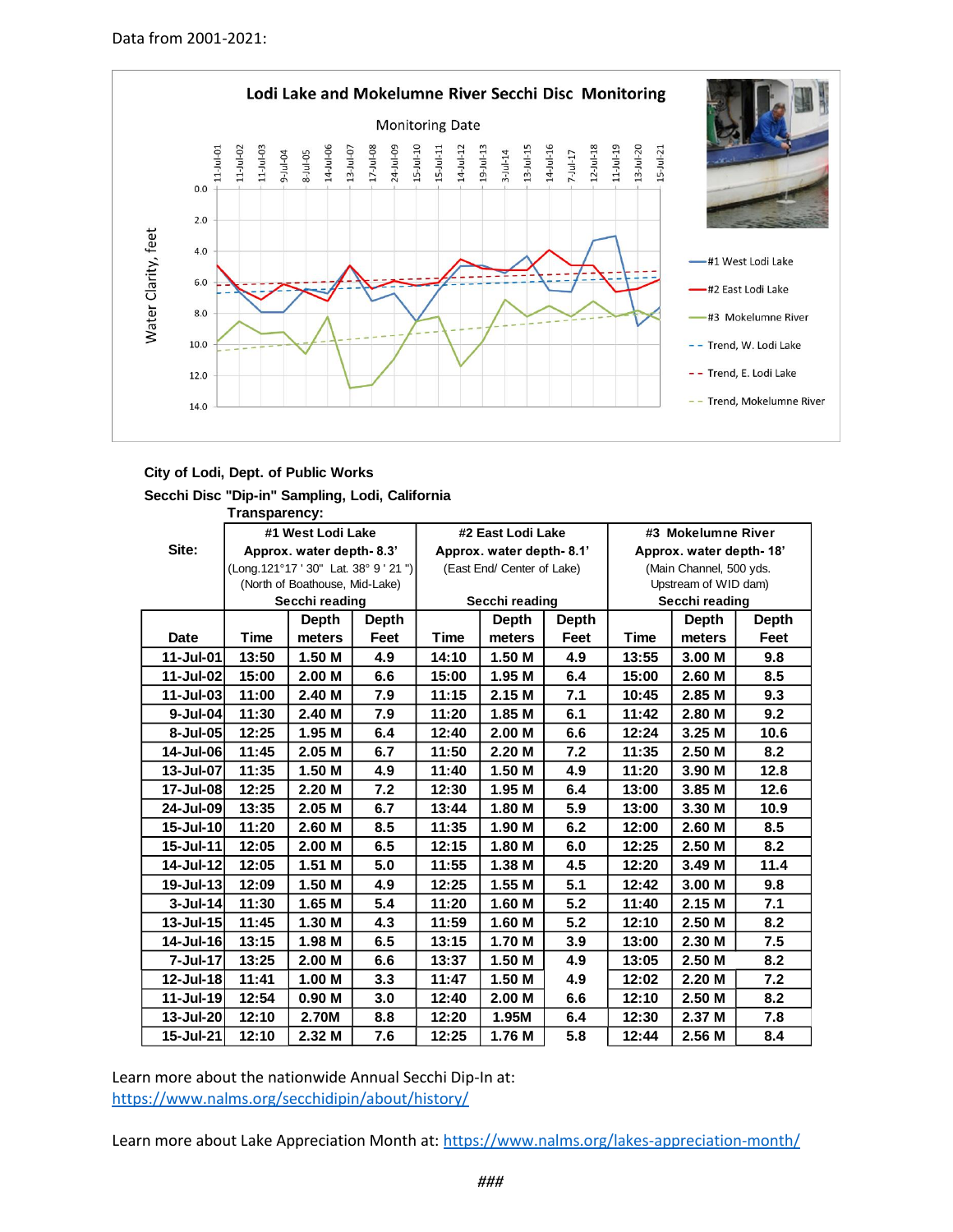Data from 2001-2021:

Lodi Lake and Mokelumne River Secchi Disc Monitoring

Monitoring Date

11-Jul-01, 11-Jul-02, 11-Jul-03, 9-Jul-04, 8-Jul-05, 14-Jul-06, 13-Jul-07, 17-Jul-08, 24-Jul-09, 15-Jul-10, 15-Jul-11, 14-Jul-12, 19-Jul-13, 3-Jul-14, 13-Jul-15, 14-Jul-16, 7-Jul-17, 12-Jul-18, 11-Jul-19, 13-Jul-20, 15-Jul-21

Water Clarity, feet

0.0, 2.0, 4.0, 6.0, 8.0, 10.0, 12.0, 14.0

#1 West Lodi Lake
#2 East Lodi Lake
#3 Mokelumne River
Trend, W. Lodi Lake
Trend, E. Lodi Lake
Trend, Mokelumne River

**City of Lodi, Dept. of Public Works**

**Secchi Disc "Dip-in" Sampling, Lodi, California**

**Transparency:**

| Site: | #1 West Lodi Lake Approx. water depth- 8.3' (Long.121°17 ' 30" Lat. 38° 9 ' 21 ") (North of Boathouse, Mid-Lake) Secchi reading | | | #2 East Lodi Lake Approx. water depth- 8.1' (East End/ Center of Lake) Secchi reading | | | #3 Mokelumne River Approx. water depth- 18' (Main Channel, 500 yds. Upstream of WID dam) Secchi reading | | |
|---|---|---|---|---|---|---|---|---|---|
| **Date** | **Time** | **Depth meters** | **Depth Feet** | **Time** | **Depth meters** | **Depth Feet** | **Time** | **Depth meters** | **Depth Feet** |
| 11-Jul-01 | 13:50 | 1.50 M | 4.9 | 14:10 | 1.50 M | 4.9 | 13:55 | 3.00 M | 9.8 |
| 11-Jul-02 | 15:00 | 2.00 M | 6.6 | 15:00 | 1.95 M | 6.4 | 15:00 | 2.60 M | 8.5 |
| 11-Jul-03 | 11:00 | 2.40 M | 7.9 | 11:15 | 2.15 M | 7.1 | 10:45 | 2.85 M | 9.3 |
| 9-Jul-04 | 11:30 | 2.40 M | 7.9 | 11:20 | 1.85 M | 6.1 | 11:42 | 2.80 M | 9.2 |
| 8-Jul-05 | 12:25 | 1.95 M | 6.4 | 12:40 | 2.00 M | 6.6 | 12:24 | 3.25 M | 10.6 |
| 14-Jul-06 | 11:45 | 2.05 M | 6.7 | 11:50 | 2.20 M | 7.2 | 11:35 | 2.50 M | 8.2 |
| 13-Jul-07 | 11:35 | 1.50 M | 4.9 | 11:40 | 1.50 M | 4.9 | 11:20 | 3.90 M | 12.8 |
| 17-Jul-08 | 12:25 | 2.20 M | 7.2 | 12:30 | 1.95 M | 6.4 | 13:00 | 3.85 M | 12.6 |
| 24-Jul-09 | 13:35 | 2.05 M | 6.7 | 13:44 | 1.80 M | 5.9 | 13:00 | 3.30 M | 10.9 |
| 15-Jul-10 | 11:20 | 2.60 M | 8.5 | 11:35 | 1.90 M | 6.2 | 12:00 | 2.60 M | 8.5 |
| 15-Jul-11 | 12:05 | 2.00 M | 6.5 | 12:15 | 1.80 M | 6.0 | 12:25 | 2.50 M | 8.2 |
| 14-Jul-12 | 12:05 | 1.51 M | 5.0 | 11:55 | 1.38 M | 4.5 | 12:20 | 3.49 M | 11.4 |
| 19-Jul-13 | 12:09 | 1.50 M | 4.9 | 12:25 | 1.55 M | 5.1 | 12:42 | 3.00 M | 9.8 |
| 3-Jul-14 | 11:30 | 1.65 M | 5.4 | 11:20 | 1.60 M | 5.2 | 11:40 | 2.15 M | 7.1 |
| 13-Jul-15 | 11:45 | 1.30 M | 4.3 | 11:59 | 1.60 M | 5.2 | 12:10 | 2.50 M | 8.2 |
| 14-Jul-16 | 13:15 | 1.98 M | 6.5 | 13:15 | 1.70 M | 3.9 | 13:00 | 2.30 M | 7.5 |
| 7-Jul-17 | 13:25 | 2.00 M | 6.6 | 13:37 | 1.50 M | 4.9 | 13:05 | 2.50 M | 8.2 |
| 12-Jul-18 | 11:41 | 1.00 M | 3.3 | 11:47 | 1.50 M | 4.9 | 12:02 | 2.20 M | 7.2 |
| 11-Jul-19 | 12:54 | 0.90 M | 3.0 | 12:40 | 2.00 M | 6.6 | 12:10 | 2.50 M | 8.2 |
| 13-Jul-20 | 12:10 | 2.70M | 8.8 | 12:20 | 1.95M | 6.4 | 12:30 | 2.37 M | 7.8 |
| 15-Jul-21 | 12:10 | 2.32 M | 7.6 | 12:25 | 1.76 M | 5.8 | 12:44 | 2.56 M | 8.4 |

Learn more about the nationwide Annual Secchi Dip-In at:
https://www.nalms.org/secchidipin/about/history/

Learn more about Lake Appreciation Month at: https://www.nalms.org/lakes-appreciation-month/

###